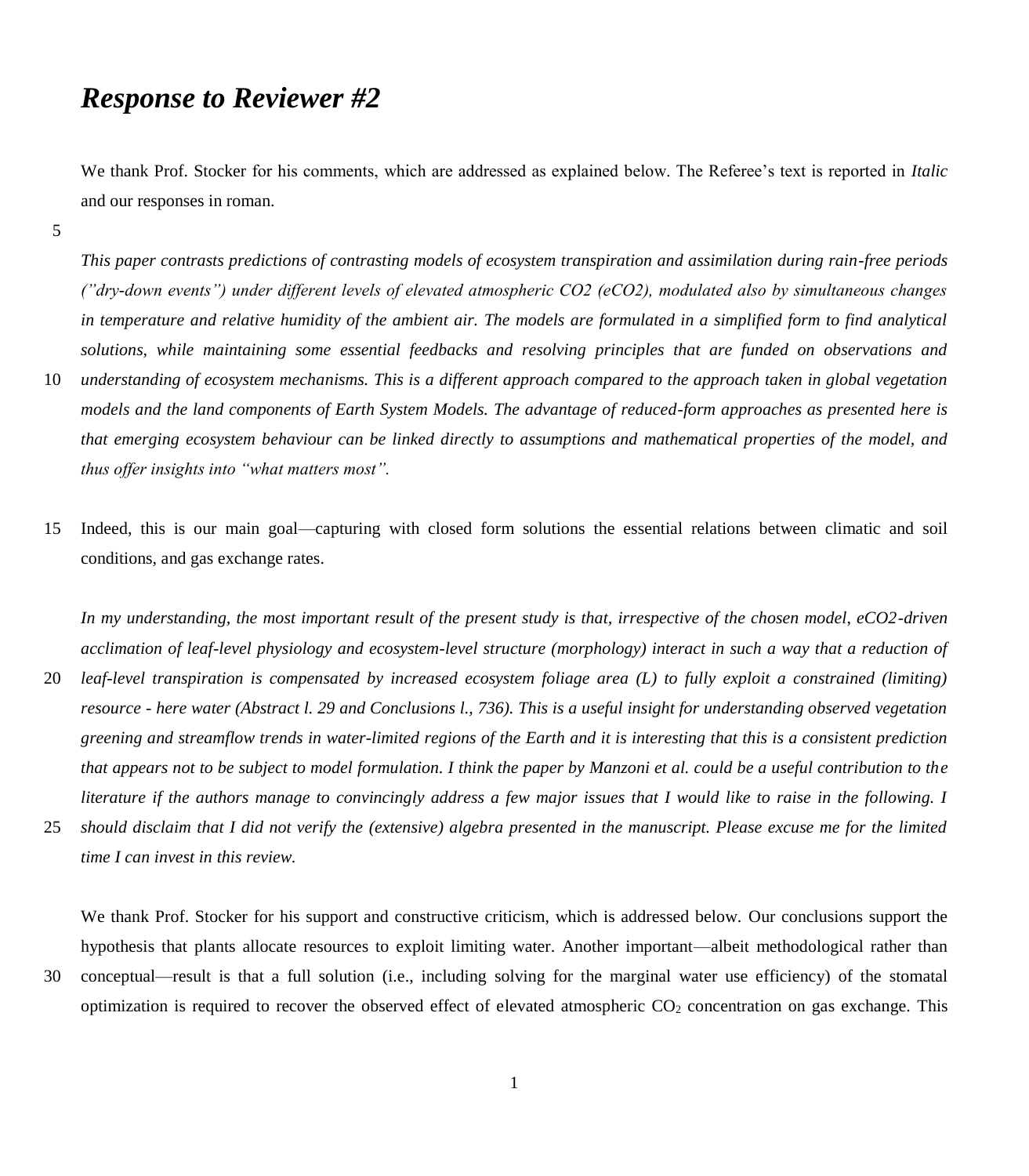# *Response to Reviewer #2*

We thank Prof. Stocker for his comments, which are addressed as explained below. The Referee's text is reported in *Italic* and our responses in roman.

*This paper contrasts predictions of contrasting models of ecosystem transpiration and assimilation during rain-free periods ("dry-down events") under different levels of elevated atmospheric CO2 (eCO2), modulated also by simultaneous changes in temperature and relative humidity of the ambient air. The models are formulated in a simplified form to find analytical solutions, while maintaining some essential feedbacks and resolving principles that are funded on observations and understanding of ecosystem mechanisms. This is a different approach compared to the approach taken in global vegetation models and the land components of Earth System Models. The advantage of reduced-form approaches as presented here is that emerging ecosystem behaviour can be linked directly to assumptions and mathematical properties of the model, and thus offer insights into "what matters most".*

Indeed, this is our main goal—capturing with closed form solutions the essential relations between climatic and soil conditions, and gas exchange rates.

*In my understanding, the most important result of the present study is that, irrespective of the chosen model, eCO2-driven acclimation of leaf-level physiology and ecosystem-level structure (morphology) interact in such a way that a reduction of leaf-level transpiration is compensated by increased ecosystem foliage area (L) to fully exploit a constrained (limiting) resource - here water (Abstract l. 29 and Conclusions l., 736). This is a useful insight for understanding observed vegetation greening and streamflow trends in water-limited regions of the Earth and it is interesting that this is a consistent prediction that appears not to be subject to model formulation. I think the paper by Manzoni et al. could be a useful contribution to the literature if the authors manage to convincingly address a few major issues that I would like to raise in the following. I should disclaim that I did not verify the (extensive) algebra presented in the manuscript. Please excuse me for the limited time I can invest in this review.*

We thank Prof. Stocker for his support and constructive criticism, which is addressed below. Our conclusions support the hypothesis that plants allocate resources to exploit limiting water. Another important—albeit methodological rather than conceptual—result is that a full solution (i.e., including solving for the marginal water use efficiency) of the stomatal optimization is required to recover the observed effect of elevated atmospheric $CO_2$ concentration on gas exchange. This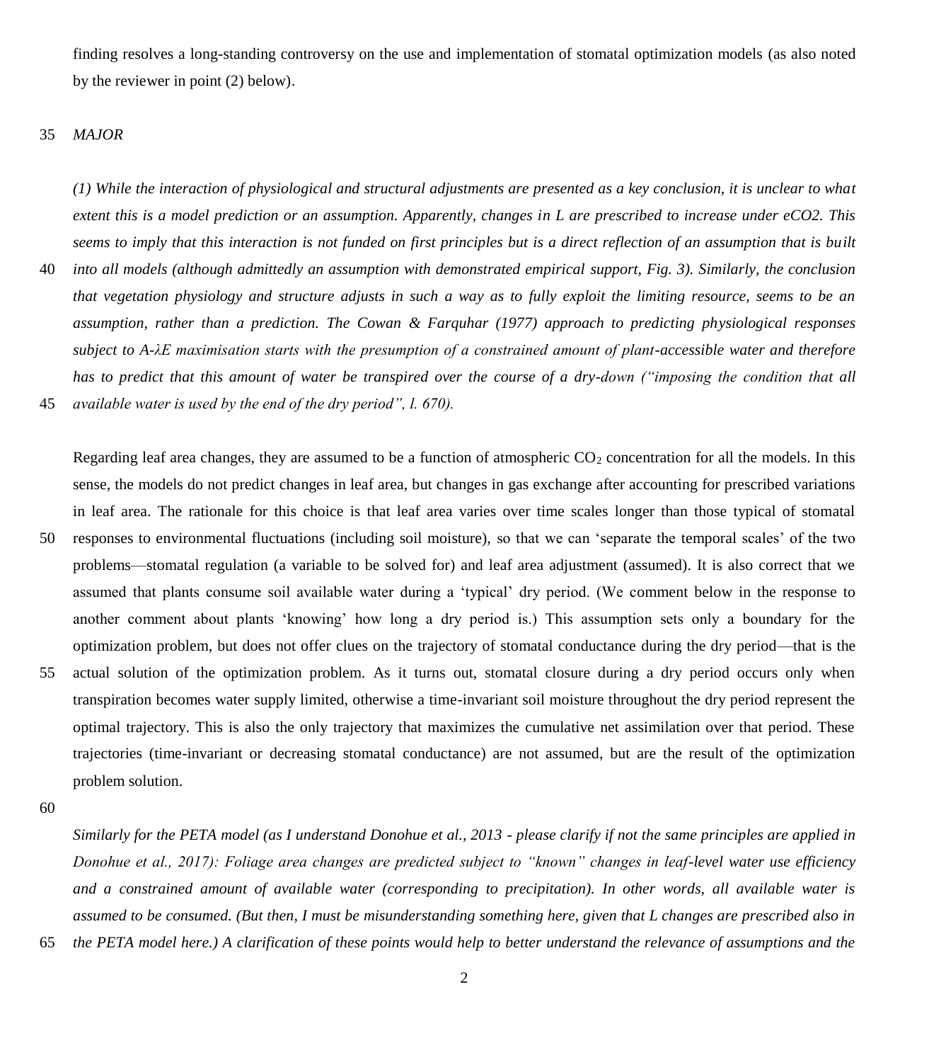finding resolves a long-standing controversy on the use and implementation of stomatal optimization models (as also noted by the reviewer in point (2) below).

*MAJOR*

*(1) While the interaction of physiological and structural adjustments are presented as a key conclusion, it is unclear to what extent this is a model prediction or an assumption. Apparently, changes in L are prescribed to increase under eCO2. This seems to imply that this interaction is not funded on first principles but is a direct reflection of an assumption that is built into all models (although admittedly an assumption with demonstrated empirical support, Fig. 3). Similarly, the conclusion that vegetation physiology and structure adjusts in such a way as to fully exploit the limiting resource, seems to be an assumption, rather than a prediction. The Cowan & Farquhar (1977) approach to predicting physiological responses subject to A-λE maximisation starts with the presumption of a constrained amount of plant-accessible water and therefore has to predict that this amount of water be transpired over the course of a dry-down ("imposing the condition that all available water is used by the end of the dry period", l. 670).*

Regarding leaf area changes, they are assumed to be a function of atmospheric $CO_2$ concentration for all the models. In this sense, the models do not predict changes in leaf area, but changes in gas exchange after accounting for prescribed variations in leaf area. The rationale for this choice is that leaf area varies over time scales longer than those typical of stomatal responses to environmental fluctuations (including soil moisture), so that we can 'separate the temporal scales' of the two problems—stomatal regulation (a variable to be solved for) and leaf area adjustment (assumed). It is also correct that we assumed that plants consume soil available water during a 'typical' dry period. (We comment below in the response to another comment about plants 'knowing' how long a dry period is.) This assumption sets only a boundary for the optimization problem, but does not offer clues on the trajectory of stomatal conductance during the dry period—that is the actual solution of the optimization problem. As it turns out, stomatal closure during a dry period occurs only when transpiration becomes water supply limited, otherwise a time-invariant soil moisture throughout the dry period represent the optimal trajectory. This is also the only trajectory that maximizes the cumulative net assimilation over that period. These trajectories (time-invariant or decreasing stomatal conductance) are not assumed, but are the result of the optimization problem solution.

*Similarly for the PETA model (as I understand Donohue et al., 2013 - please clarify if not the same principles are applied in Donohue et al., 2017): Foliage area changes are predicted subject to "known" changes in leaf-level water use efficiency and a constrained amount of available water (corresponding to precipitation). In other words, all available water is assumed to be consumed. (But then, I must be misunderstanding something here, given that L changes are prescribed also in the PETA model here.) A clarification of these points would help to better understand the relevance of assumptions and the*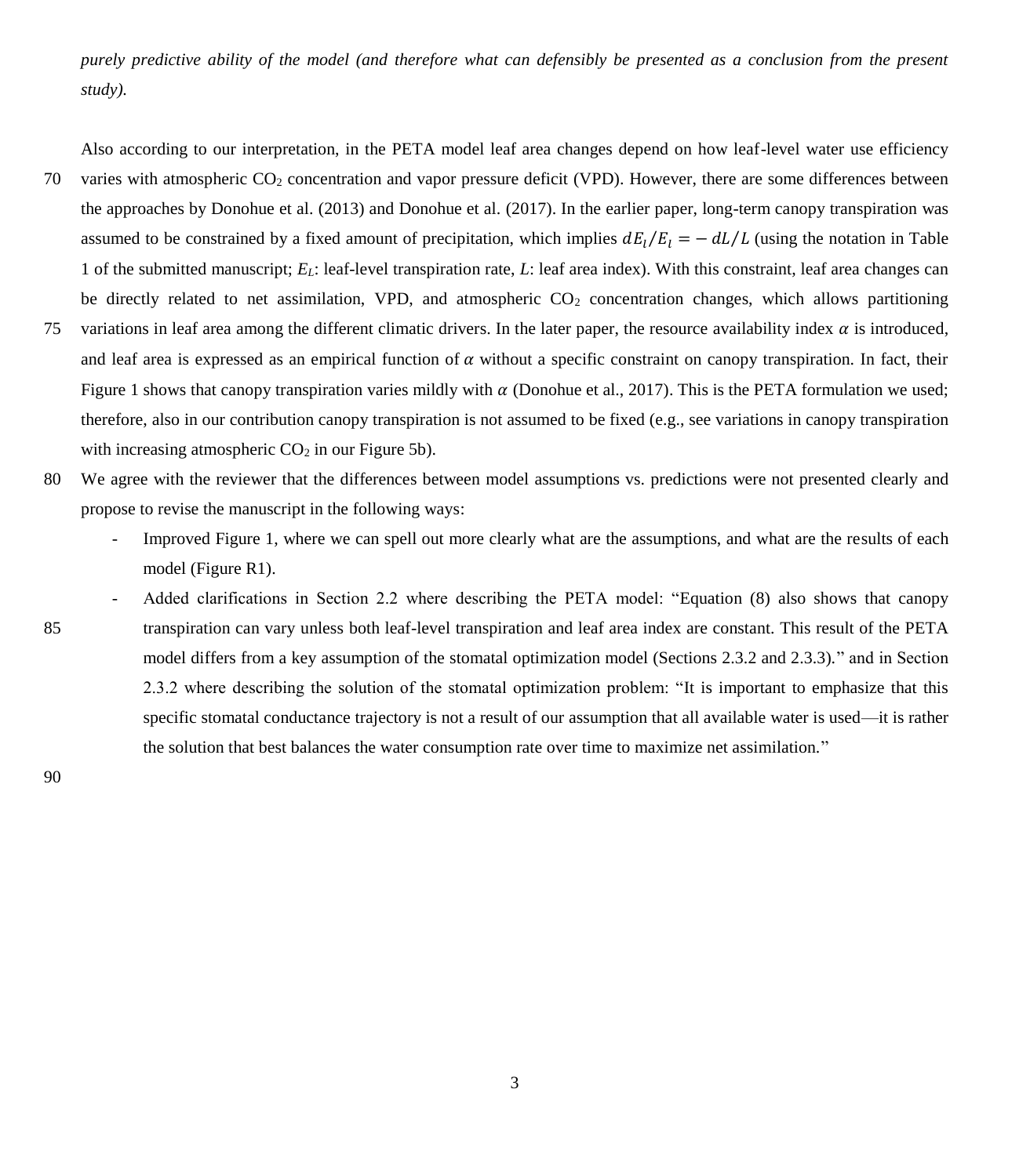*purely predictive ability of the model (and therefore what can defensibly be presented as a conclusion from the present study).*

Also according to our interpretation, in the PETA model leaf area changes depend on how leaf-level water use efficiency varies with atmospheric $CO_2$ concentration and vapor pressure deficit (VPD). However, there are some differences between the approaches by Donohue et al. (2013) and Donohue et al. (2017). In the earlier paper, long-term canopy transpiration was assumed to be constrained by a fixed amount of precipitation, which implies $dE_l/E_l = -dL/L$ (using the notation in Table 1 of the submitted manuscript; $E_L$: leaf-level transpiration rate, $L$: leaf area index). With this constraint, leaf area changes can be directly related to net assimilation, VPD, and atmospheric $CO_2$ concentration changes, which allows partitioning variations in leaf area among the different climatic drivers. In the later paper, the resource availability index $\alpha$ is introduced, and leaf area is expressed as an empirical function of $\alpha$ without a specific constraint on canopy transpiration. In fact, their Figure 1 shows that canopy transpiration varies mildly with $\alpha$ (Donohue et al., 2017). This is the PETA formulation we used; therefore, also in our contribution canopy transpiration is not assumed to be fixed (e.g., see variations in canopy transpiration with increasing atmospheric $CO_2$ in our Figure 5b).

We agree with the reviewer that the differences between model assumptions vs. predictions were not presented clearly and propose to revise the manuscript in the following ways:

- Improved Figure 1, where we can spell out more clearly what are the assumptions, and what are the results of each model (Figure R1).
- Added clarifications in Section 2.2 where describing the PETA model: "Equation (8) also shows that canopy transpiration can vary unless both leaf-level transpiration and leaf area index are constant. This result of the PETA model differs from a key assumption of the stomatal optimization model (Sections 2.3.2 and 2.3.3)." and in Section 2.3.2 where describing the solution of the stomatal optimization problem: "It is important to emphasize that this specific stomatal conductance trajectory is not a result of our assumption that all available water is used—it is rather the solution that best balances the water consumption rate over time to maximize net assimilation."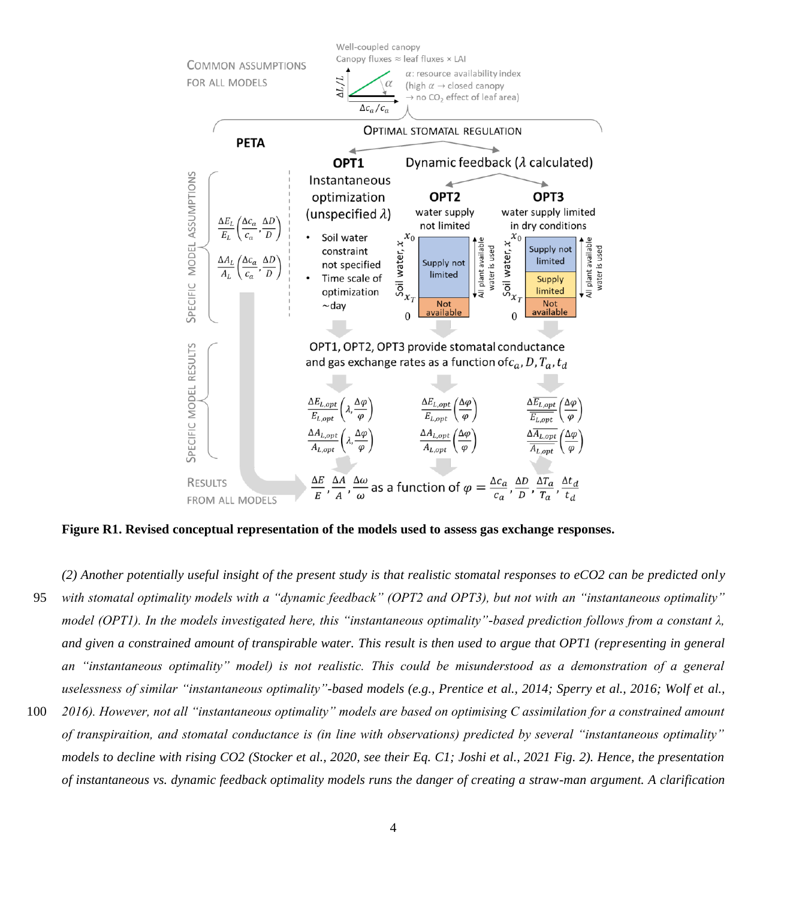**Figure R1. Revised conceptual representation of the models used to assess gas exchange responses.**

*(2) Another potentially useful insight of the present study is that realistic stomatal responses to eCO2 can be predicted only with stomatal optimality models with a "dynamic feedback" (OPT2 and OPT3), but not with an "instantaneous optimality" model (OPT1). In the models investigated here, this "instantaneous optimality"-based prediction follows from a constant λ, and given a constrained amount of transpirable water. This result is then used to argue that OPT1 (representing in general an "instantaneous optimality" model) is not realistic. This could be misunderstood as a demonstration of a general uselessness of similar "instantaneous optimality"-based models (e.g., Prentice et al., 2014; Sperry et al., 2016; Wolf et al., 2016). However, not all "instantaneous optimality" models are based on optimising C assimilation for a constrained amount of transpiraition, and stomatal conductance is (in line with observations) predicted by several "instantaneous optimality" models to decline with rising CO2 (Stocker et al., 2020, see their Eq. C1; Joshi et al., 2021 Fig. 2). Hence, the presentation of instantaneous vs. dynamic feedback optimality models runs the danger of creating a straw-man argument. A clarification*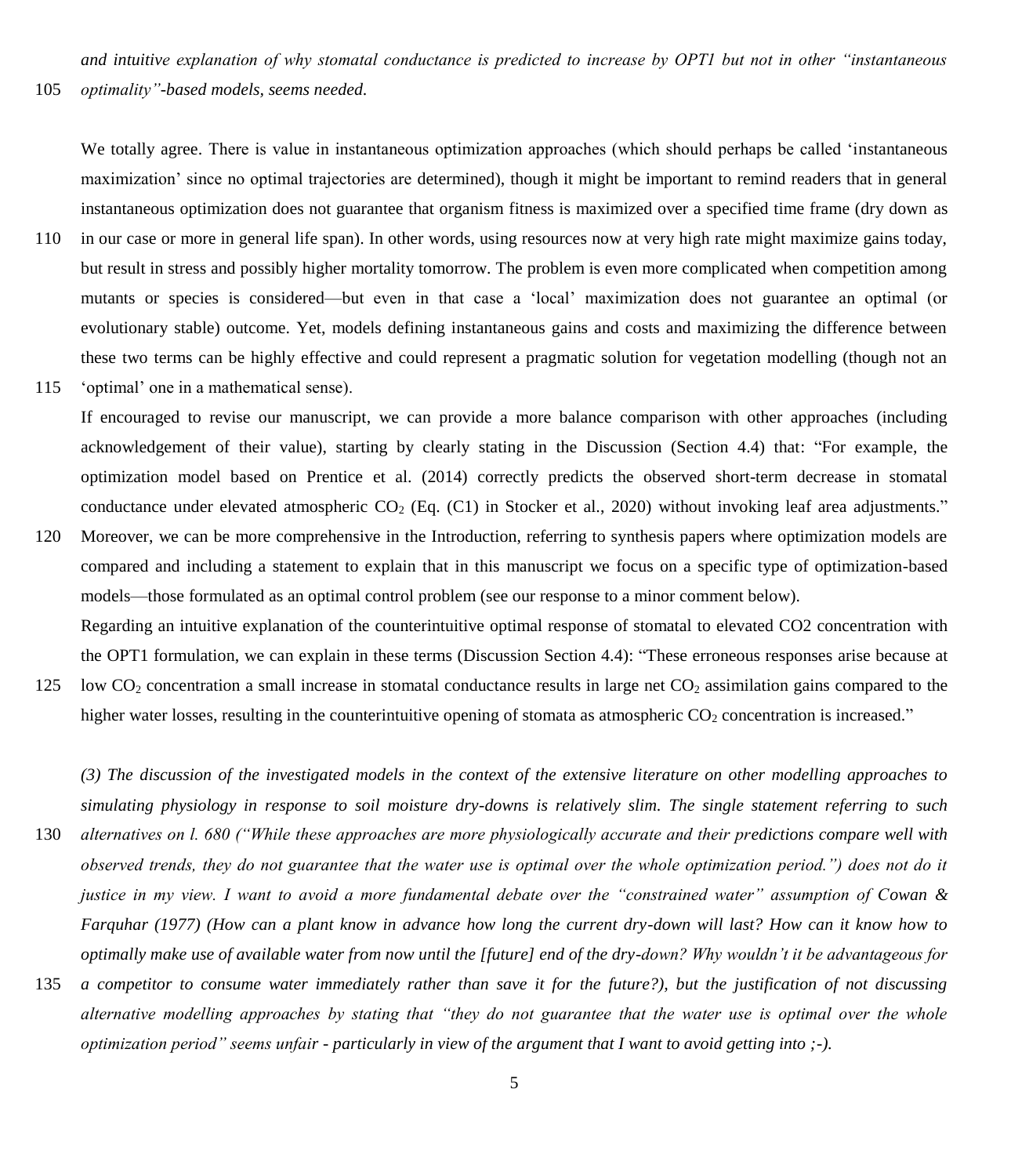*and intuitive explanation of why stomatal conductance is predicted to increase by OPT1 but not in other "instantaneous optimality"-based models, seems needed.*

We totally agree. There is value in instantaneous optimization approaches (which should perhaps be called 'instantaneous maximization' since no optimal trajectories are determined), though it might be important to remind readers that in general instantaneous optimization does not guarantee that organism fitness is maximized over a specified time frame (dry down as in our case or more in general life span). In other words, using resources now at very high rate might maximize gains today, but result in stress and possibly higher mortality tomorrow. The problem is even more complicated when competition among mutants or species is considered—but even in that case a 'local' maximization does not guarantee an optimal (or evolutionary stable) outcome. Yet, models defining instantaneous gains and costs and maximizing the difference between these two terms can be highly effective and could represent a pragmatic solution for vegetation modelling (though not an 'optimal' one in a mathematical sense).

If encouraged to revise our manuscript, we can provide a more balance comparison with other approaches (including acknowledgement of their value), starting by clearly stating in the Discussion (Section 4.4) that: "For example, the optimization model based on Prentice et al. (2014) correctly predicts the observed short-term decrease in stomatal conductance under elevated atmospheric $CO_2$ (Eq. (C1) in Stocker et al., 2020) without invoking leaf area adjustments." Moreover, we can be more comprehensive in the Introduction, referring to synthesis papers where optimization models are compared and including a statement to explain that in this manuscript we focus on a specific type of optimization-based models—those formulated as an optimal control problem (see our response to a minor comment below).

Regarding an intuitive explanation of the counterintuitive optimal response of stomatal to elevated CO2 concentration with the OPT1 formulation, we can explain in these terms (Discussion Section 4.4): "These erroneous responses arise because at low $CO_2$ concentration a small increase in stomatal conductance results in large net $CO_2$ assimilation gains compared to the higher water losses, resulting in the counterintuitive opening of stomata as atmospheric $CO_2$ concentration is increased."

*(3) The discussion of the investigated models in the context of the extensive literature on other modelling approaches to simulating physiology in response to soil moisture dry-downs is relatively slim. The single statement referring to such alternatives on l. 680 ("While these approaches are more physiologically accurate and their predictions compare well with observed trends, they do not guarantee that the water use is optimal over the whole optimization period.") does not do it justice in my view. I want to avoid a more fundamental debate over the "constrained water" assumption of Cowan & Farquhar (1977) (How can a plant know in advance how long the current dry-down will last? How can it know how to optimally make use of available water from now until the [future] end of the dry-down? Why wouldn't it be advantageous for a competitor to consume water immediately rather than save it for the future?), but the justification of not discussing alternative modelling approaches by stating that "they do not guarantee that the water use is optimal over the whole optimization period" seems unfair - particularly in view of the argument that I want to avoid getting into ;-).*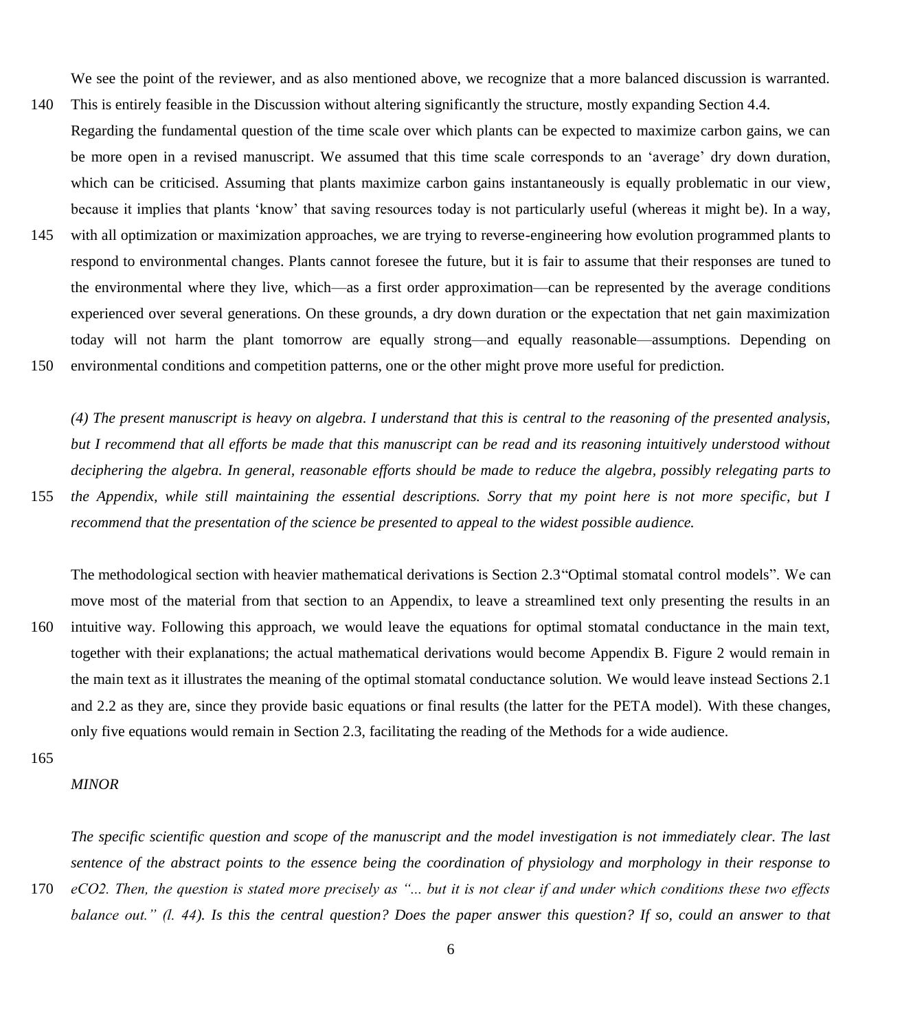We see the point of the reviewer, and as also mentioned above, we recognize that a more balanced discussion is warranted. This is entirely feasible in the Discussion without altering significantly the structure, mostly expanding Section 4.4. Regarding the fundamental question of the time scale over which plants can be expected to maximize carbon gains, we can be more open in a revised manuscript. We assumed that this time scale corresponds to an 'average' dry down duration, which can be criticised. Assuming that plants maximize carbon gains instantaneously is equally problematic in our view, because it implies that plants 'know' that saving resources today is not particularly useful (whereas it might be). In a way, with all optimization or maximization approaches, we are trying to reverse-engineering how evolution programmed plants to respond to environmental changes. Plants cannot foresee the future, but it is fair to assume that their responses are tuned to the environmental where they live, which—as a first order approximation—can be represented by the average conditions experienced over several generations. On these grounds, a dry down duration or the expectation that net gain maximization today will not harm the plant tomorrow are equally strong—and equally reasonable—assumptions. Depending on environmental conditions and competition patterns, one or the other might prove more useful for prediction.

*(4) The present manuscript is heavy on algebra. I understand that this is central to the reasoning of the presented analysis, but I recommend that all efforts be made that this manuscript can be read and its reasoning intuitively understood without deciphering the algebra. In general, reasonable efforts should be made to reduce the algebra, possibly relegating parts to the Appendix, while still maintaining the essential descriptions. Sorry that my point here is not more specific, but I recommend that the presentation of the science be presented to appeal to the widest possible audience.*

The methodological section with heavier mathematical derivations is Section 2.3"Optimal stomatal control models". We can move most of the material from that section to an Appendix, to leave a streamlined text only presenting the results in an intuitive way. Following this approach, we would leave the equations for optimal stomatal conductance in the main text, together with their explanations; the actual mathematical derivations would become Appendix B. Figure 2 would remain in the main text as it illustrates the meaning of the optimal stomatal conductance solution. We would leave instead Sections 2.1 and 2.2 as they are, since they provide basic equations or final results (the latter for the PETA model). With these changes, only five equations would remain in Section 2.3, facilitating the reading of the Methods for a wide audience.

*MINOR*

*The specific scientific question and scope of the manuscript and the model investigation is not immediately clear. The last sentence of the abstract points to the essence being the coordination of physiology and morphology in their response to eCO2. Then, the question is stated more precisely as "... but it is not clear if and under which conditions these two effects balance out." (l. 44). Is this the central question? Does the paper answer this question? If so, could an answer to that*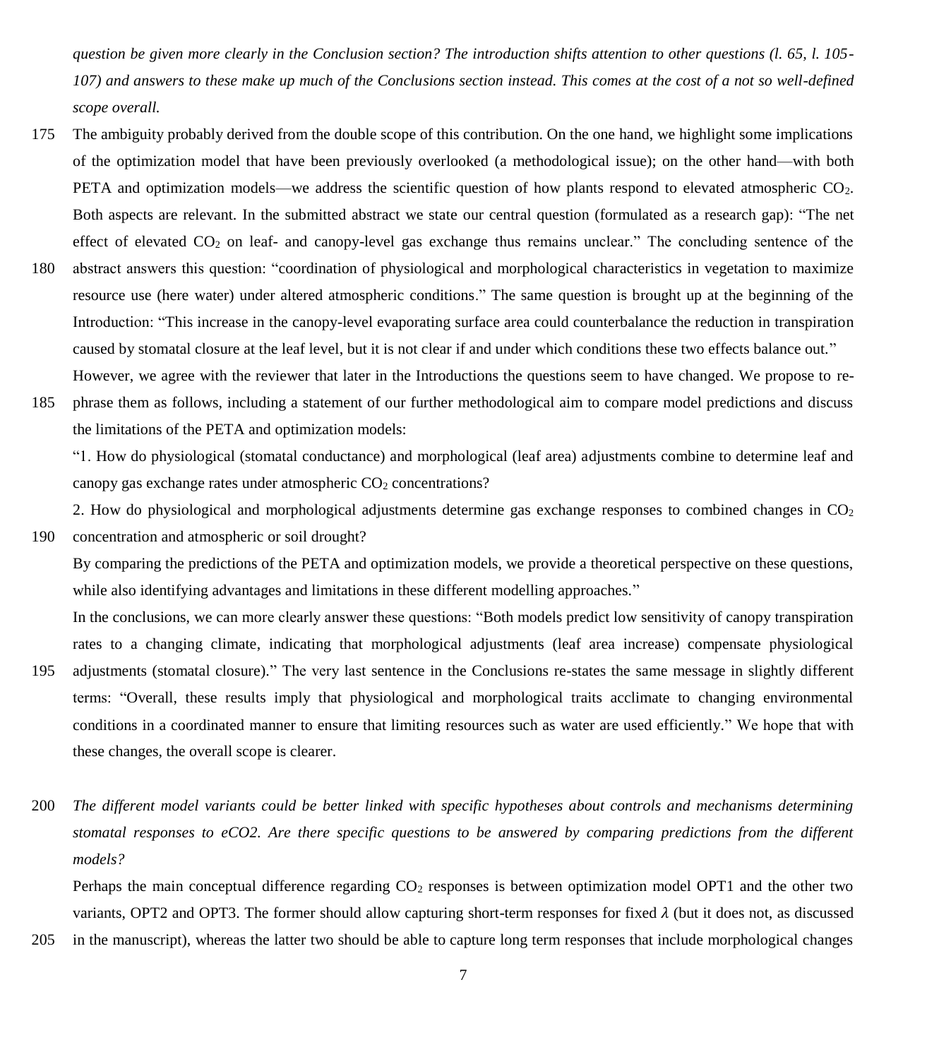*question be given more clearly in the Conclusion section? The introduction shifts attention to other questions (l. 65, l. 105-107) and answers to these make up much of the Conclusions section instead. This comes at the cost of a not so well-defined scope overall.*

The ambiguity probably derived from the double scope of this contribution. On the one hand, we highlight some implications of the optimization model that have been previously overlooked (a methodological issue); on the other hand—with both PETA and optimization models—we address the scientific question of how plants respond to elevated atmospheric $CO_2$. Both aspects are relevant. In the submitted abstract we state our central question (formulated as a research gap): "The net effect of elevated $CO_2$ on leaf- and canopy-level gas exchange thus remains unclear." The concluding sentence of the abstract answers this question: "coordination of physiological and morphological characteristics in vegetation to maximize resource use (here water) under altered atmospheric conditions." The same question is brought up at the beginning of the Introduction: "This increase in the canopy-level evaporating surface area could counterbalance the reduction in transpiration caused by stomatal closure at the leaf level, but it is not clear if and under which conditions these two effects balance out."

However, we agree with the reviewer that later in the Introductions the questions seem to have changed. We propose to re-phrase them as follows, including a statement of our further methodological aim to compare model predictions and discuss the limitations of the PETA and optimization models:

"1. How do physiological (stomatal conductance) and morphological (leaf area) adjustments combine to determine leaf and canopy gas exchange rates under atmospheric $CO_2$ concentrations?

2. How do physiological and morphological adjustments determine gas exchange responses to combined changes in $CO_2$ concentration and atmospheric or soil drought?

By comparing the predictions of the PETA and optimization models, we provide a theoretical perspective on these questions, while also identifying advantages and limitations in these different modelling approaches."

In the conclusions, we can more clearly answer these questions: "Both models predict low sensitivity of canopy transpiration rates to a changing climate, indicating that morphological adjustments (leaf area increase) compensate physiological adjustments (stomatal closure)." The very last sentence in the Conclusions re-states the same message in slightly different terms: "Overall, these results imply that physiological and morphological traits acclimate to changing environmental conditions in a coordinated manner to ensure that limiting resources such as water are used efficiently." We hope that with these changes, the overall scope is clearer.

*The different model variants could be better linked with specific hypotheses about controls and mechanisms determining stomatal responses to eCO2. Are there specific questions to be answered by comparing predictions from the different models?*

Perhaps the main conceptual difference regarding $CO_2$ responses is between optimization model OPT1 and the other two variants, OPT2 and OPT3. The former should allow capturing short-term responses for fixed $\lambda$ (but it does not, as discussed in the manuscript), whereas the latter two should be able to capture long term responses that include morphological changes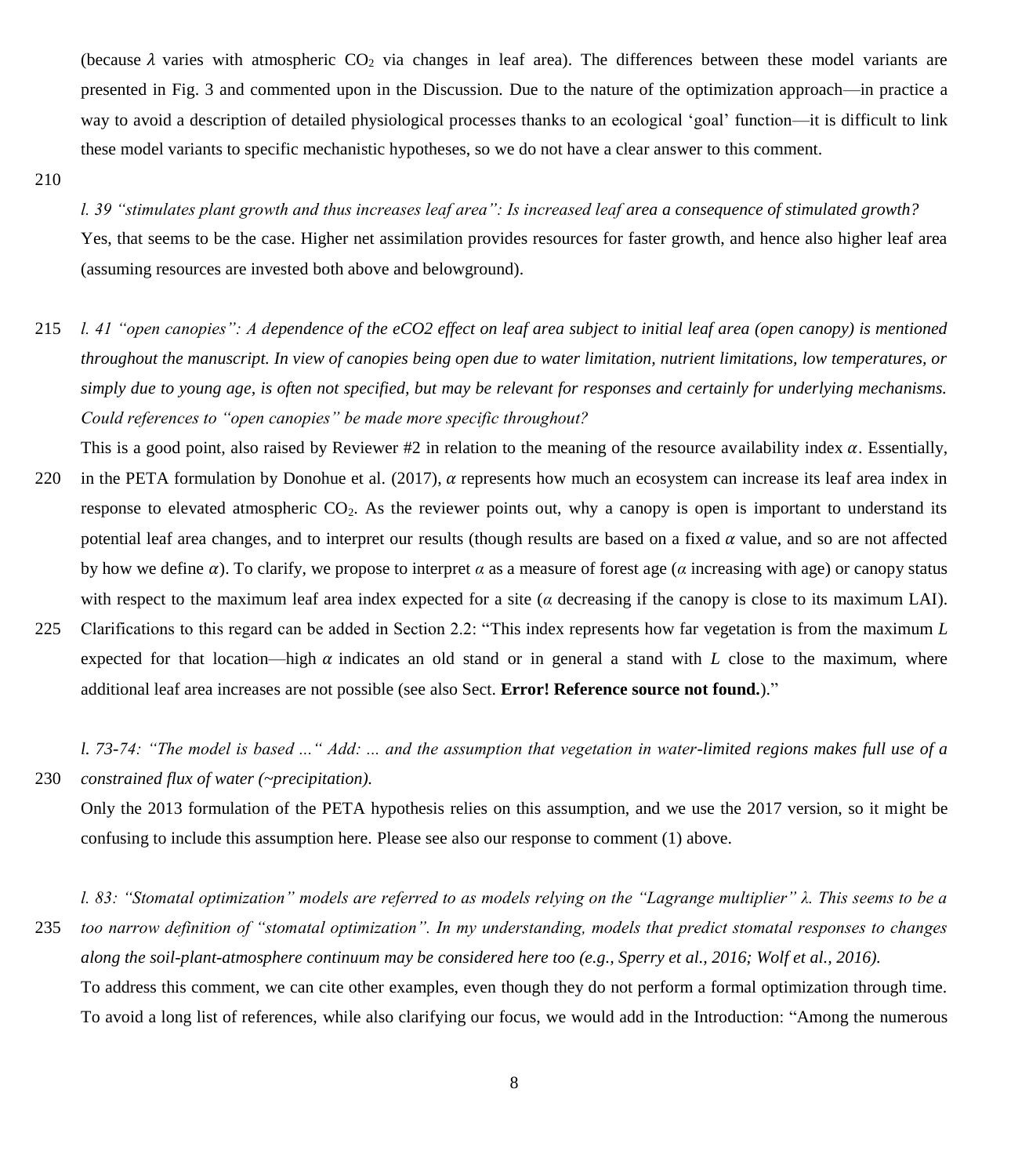(because $\lambda$ varies with atmospheric $CO_2$ via changes in leaf area). The differences between these model variants are presented in Fig. 3 and commented upon in the Discussion. Due to the nature of the optimization approach—in practice a way to avoid a description of detailed physiological processes thanks to an ecological 'goal' function—it is difficult to link these model variants to specific mechanistic hypotheses, so we do not have a clear answer to this comment.

*l. 39 "stimulates plant growth and thus increases leaf area": Is increased leaf area a consequence of stimulated growth?*
Yes, that seems to be the case. Higher net assimilation provides resources for faster growth, and hence also higher leaf area (assuming resources are invested both above and belowground).

*l. 41 "open canopies": A dependence of the eCO2 effect on leaf area subject to initial leaf area (open canopy) is mentioned throughout the manuscript. In view of canopies being open due to water limitation, nutrient limitations, low temperatures, or simply due to young age, is often not specified, but may be relevant for responses and certainly for underlying mechanisms. Could references to "open canopies" be made more specific throughout?*
This is a good point, also raised by Reviewer #2 in relation to the meaning of the resource availability index $\alpha$. Essentially, in the PETA formulation by Donohue et al. (2017), $\alpha$ represents how much an ecosystem can increase its leaf area index in response to elevated atmospheric $CO_2$. As the reviewer points out, why a canopy is open is important to understand its potential leaf area changes, and to interpret our results (though results are based on a fixed $\alpha$ value, and so are not affected by how we define $\alpha$). To clarify, we propose to interpret $\alpha$ as a measure of forest age ($\alpha$ increasing with age) or canopy status with respect to the maximum leaf area index expected for a site ($\alpha$ decreasing if the canopy is close to its maximum LAI). Clarifications to this regard can be added in Section 2.2: "This index represents how far vegetation is from the maximum *L* expected for that location—high $\alpha$ indicates an old stand or in general a stand with *L* close to the maximum, where additional leaf area increases are not possible (see also Sect. **Error! Reference source not found.**)."

*l. 73-74: "The model is based ..." Add: ... and the assumption that vegetation in water-limited regions makes full use of a constrained flux of water (~precipitation).*
Only the 2013 formulation of the PETA hypothesis relies on this assumption, and we use the 2017 version, so it might be confusing to include this assumption here. Please see also our response to comment (1) above.

*l. 83: "Stomatal optimization" models are referred to as models relying on the "Lagrange multiplier" λ. This seems to be a too narrow definition of "stomatal optimization". In my understanding, models that predict stomatal responses to changes along the soil-plant-atmosphere continuum may be considered here too (e.g., Sperry et al., 2016; Wolf et al., 2016).*
To address this comment, we can cite other examples, even though they do not perform a formal optimization through time. To avoid a long list of references, while also clarifying our focus, we would add in the Introduction: "Among the numerous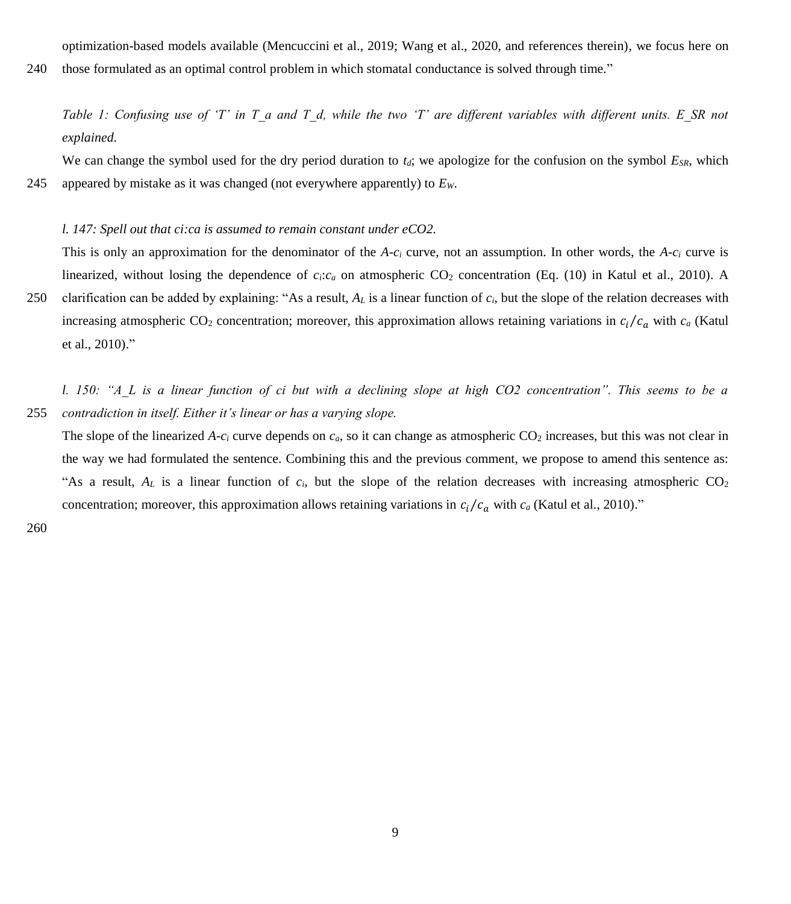optimization-based models available (Mencuccini et al., 2019; Wang et al., 2020, and references therein), we focus here on those formulated as an optimal control problem in which stomatal conductance is solved through time."

*Table 1: Confusing use of 'T' in T_a and T_d, while the two 'T' are different variables with different units. E_SR not explained.*

We can change the symbol used for the dry period duration to $t_d$; we apologize for the confusion on the symbol $E_{SR}$, which appeared by mistake as it was changed (not everywhere apparently) to $E_W$.

*l. 147: Spell out that ci:ca is assumed to remain constant under eCO2.*

This is only an approximation for the denominator of the $A$-$c_i$ curve, not an assumption. In other words, the $A$-$c_i$ curve is linearized, without losing the dependence of $c_i$:$c_a$ on atmospheric $CO_2$ concentration (Eq. (10) in Katul et al., 2010). A clarification can be added by explaining: "As a result, $A_L$ is a linear function of $c_i$, but the slope of the relation decreases with increasing atmospheric $CO_2$ concentration; moreover, this approximation allows retaining variations in $c_i/c_a$ with $c_a$ (Katul et al., 2010)."

*l. 150: "A_L is a linear function of ci but with a declining slope at high CO2 concentration". This seems to be a contradiction in itself. Either it's linear or has a varying slope.*

The slope of the linearized $A$-$c_i$ curve depends on $c_a$, so it can change as atmospheric $CO_2$ increases, but this was not clear in the way we had formulated the sentence. Combining this and the previous comment, we propose to amend this sentence as: "As a result, $A_L$ is a linear function of $c_i$, but the slope of the relation decreases with increasing atmospheric $CO_2$ concentration; moreover, this approximation allows retaining variations in $c_i/c_a$ with $c_a$ (Katul et al., 2010)."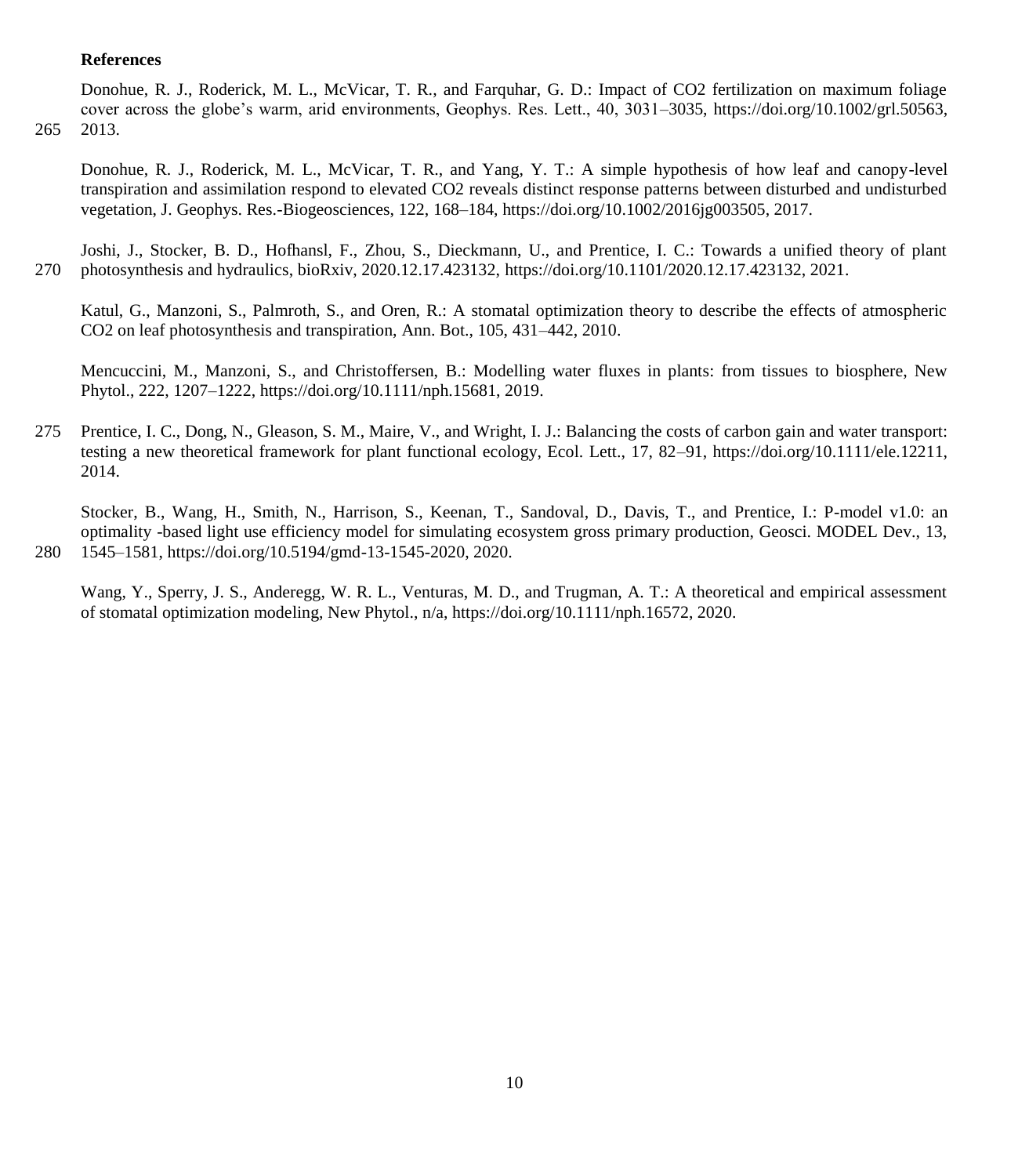## References

Donohue, R. J., Roderick, M. L., McVicar, T. R., and Farquhar, G. D.: Impact of $CO_2$ fertilization on maximum foliage cover across the globe's warm, arid environments, Geophys. Res. Lett., 40, 3031–3035, https://doi.org/10.1002/grl.50563, 2013.

Donohue, R. J., Roderick, M. L., McVicar, T. R., and Yang, Y. T.: A simple hypothesis of how leaf and canopy-level transpiration and assimilation respond to elevated $CO_2$ reveals distinct response patterns between disturbed and undisturbed vegetation, J. Geophys. Res.-Biogeosciences, 122, 168–184, https://doi.org/10.1002/2016jg003505, 2017.

Joshi, J., Stocker, B. D., Hofhansl, F., Zhou, S., Dieckmann, U., and Prentice, I. C.: Towards a unified theory of plant photosynthesis and hydraulics, bioRxiv, 2020.12.17.423132, https://doi.org/10.1101/2020.12.17.423132, 2021.

Katul, G., Manzoni, S., Palmroth, S., and Oren, R.: A stomatal optimization theory to describe the effects of atmospheric $CO_2$ on leaf photosynthesis and transpiration, Ann. Bot., 105, 431–442, 2010.

Mencuccini, M., Manzoni, S., and Christoffersen, B.: Modelling water fluxes in plants: from tissues to biosphere, New Phytol., 222, 1207–1222, https://doi.org/10.1111/nph.15681, 2019.

Prentice, I. C., Dong, N., Gleason, S. M., Maire, V., and Wright, I. J.: Balancing the costs of carbon gain and water transport: testing a new theoretical framework for plant functional ecology, Ecol. Lett., 17, 82–91, https://doi.org/10.1111/ele.12211, 2014.

Stocker, B., Wang, H., Smith, N., Harrison, S., Keenan, T., Sandoval, D., Davis, T., and Prentice, I.: P-model v1.0: an optimality -based light use efficiency model for simulating ecosystem gross primary production, Geosci. MODEL Dev., 13, 1545–1581, https://doi.org/10.5194/gmd-13-1545-2020, 2020.

Wang, Y., Sperry, J. S., Anderegg, W. R. L., Venturas, M. D., and Trugman, A. T.: A theoretical and empirical assessment of stomatal optimization modeling, New Phytol., n/a, https://doi.org/10.1111/nph.16572, 2020.